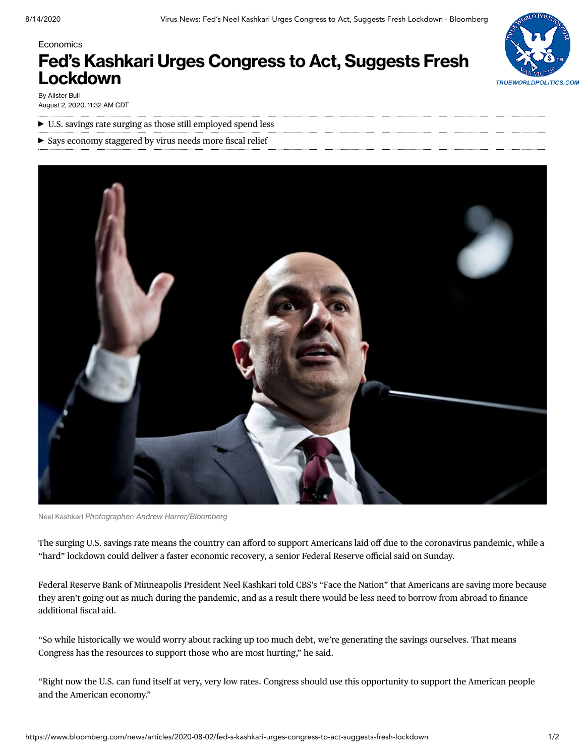Economics

# Fed's Kashkari Urges Congress to Act, Suggests Fresh Lockdown

By Alister Bull

August 2, 2020, 11:32 AM CDT

- U.S. savings rate surging as those still employed spend less
- Says economy staggered by virus needs more fiscal relief

Neel Kashkari *Photographer: Andrew Harrer/Bloomberg*

The surging U.S. savings rate means the country can afford to support Americans laid off due to the coronavirus pandemic, while a "hard" lockdown could deliver a faster economic recovery, a senior Federal Reserve official said on Sunday.

Federal Reserve Bank of Minneapolis President Neel Kashkari told CBS's "Face the Nation" that Americans are saving more because they aren't going out as much during the pandemic, and as a result there would be less need to borrow from abroad to finance additional fiscal aid.

"So while historically we would worry about racking up too much debt, we're generating the savings ourselves. That means Congress has the resources to support those who are most hurting," he said.

"Right now the U.S. can fund itself at very, very low rates. Congress should use this opportunity to support the American people and the American economy."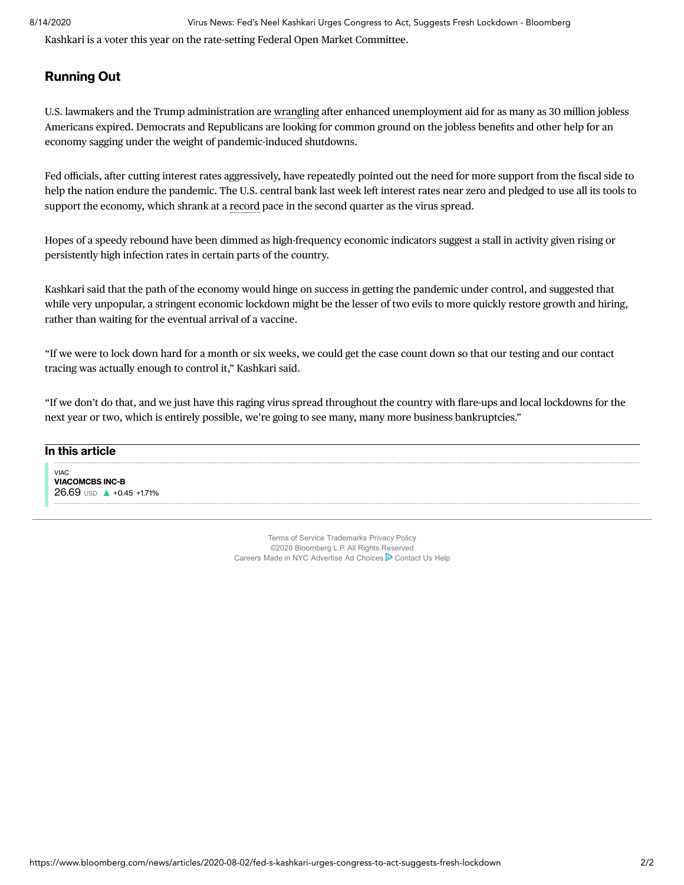Kashkari is a voter this year on the rate-setting Federal Open Market Committee.

## Running Out

U.S. lawmakers and the Trump administration are wrangling after enhanced unemployment aid for as many as 30 million jobless Americans expired. Democrats and Republicans are looking for common ground on the jobless benefits and other help for an economy sagging under the weight of pandemic-induced shutdowns.

Fed officials, after cutting interest rates aggressively, have repeatedly pointed out the need for more support from the fiscal side to help the nation endure the pandemic. The U.S. central bank last week left interest rates near zero and pledged to use all its tools to support the economy, which shrank at a record pace in the second quarter as the virus spread.

Hopes of a speedy rebound have been dimmed as high-frequency economic indicators suggest a stall in activity given rising or persistently high infection rates in certain parts of the country.

Kashkari said that the path of the economy would hinge on success in getting the pandemic under control, and suggested that while very unpopular, a stringent economic lockdown might be the lesser of two evils to more quickly restore growth and hiring, rather than waiting for the eventual arrival of a vaccine.

"If we were to lock down hard for a month or six weeks, we could get the case count down so that our testing and our contact tracing was actually enough to control it," Kashkari said.

"If we don't do that, and we just have this raging virus spread throughout the country with flare-ups and local lockdowns for the next year or two, which is entirely possible, we're going to see many, many more business bankruptcies."

### In this article

VIAC
**VIACOMCBS INC-B**
26.69 USD ▲ +0.45 +1.71%

Terms of Service Trademarks Privacy Policy
©2020 Bloomberg L.P. All Rights Reserved
Careers Made in NYC Advertise Ad Choices Contact Us Help